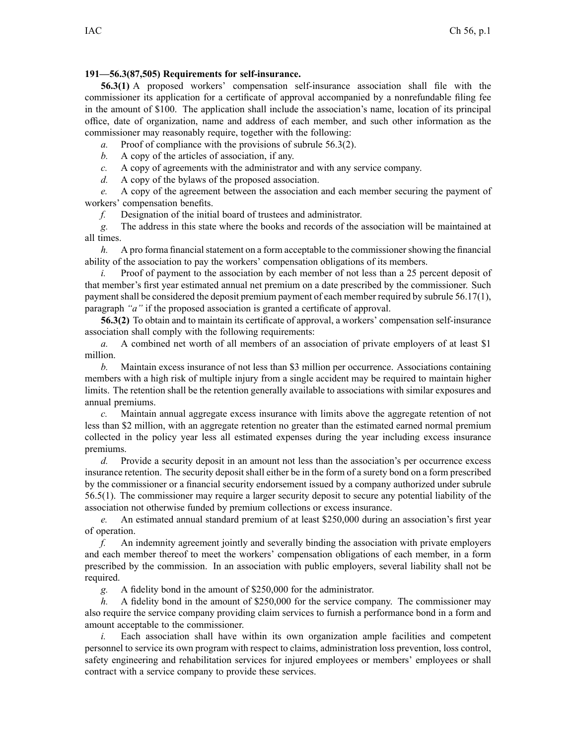**191—56.3(87,505) Requirements for self-insurance.**

**56.3(1)** A proposed workers' compensation self-insurance association shall file with the commissioner its application for a certificate of approval accompanied by a nonrefundable filing fee in the amount of $100. The application shall include the association's name, location of its principal office, date of organization, name and address of each member, and such other information as the commissioner may reasonably require, together with the following:

*a.* Proof of compliance with the provisions of subrule 56.3(2).

*b.* A copy of the articles of association, if any.

*c.* A copy of agreements with the administrator and with any service company.

*d.* A copy of the bylaws of the proposed association.

*e.* A copy of the agreement between the association and each member securing the payment of workers' compensation benefits.

*f.* Designation of the initial board of trustees and administrator.

*g.* The address in this state where the books and records of the association will be maintained at all times.

*h.* A pro forma financial statement on a form acceptable to the commissioner showing the financial ability of the association to pay the workers' compensation obligations of its members.

*i.* Proof of payment to the association by each member of not less than a 25 percent deposit of that member's first year estimated annual net premium on a date prescribed by the commissioner. Such payment shall be considered the deposit premium payment of each member required by subrule 56.17(1), paragraph *"a"* if the proposed association is granted a certificate of approval.

**56.3(2)** To obtain and to maintain its certificate of approval, a workers' compensation self-insurance association shall comply with the following requirements:

*a.* A combined net worth of all members of an association of private employers of at least $1 million.

*b.* Maintain excess insurance of not less than $3 million per occurrence. Associations containing members with a high risk of multiple injury from a single accident may be required to maintain higher limits. The retention shall be the retention generally available to associations with similar exposures and annual premiums.

*c.* Maintain annual aggregate excess insurance with limits above the aggregate retention of not less than $2 million, with an aggregate retention no greater than the estimated earned normal premium collected in the policy year less all estimated expenses during the year including excess insurance premiums.

*d.* Provide a security deposit in an amount not less than the association's per occurrence excess insurance retention. The security deposit shall either be in the form of a surety bond on a form prescribed by the commissioner or a financial security endorsement issued by a company authorized under subrule 56.5(1). The commissioner may require a larger security deposit to secure any potential liability of the association not otherwise funded by premium collections or excess insurance.

*e.* An estimated annual standard premium of at least $250,000 during an association's first year of operation.

*f.* An indemnity agreement jointly and severally binding the association with private employers and each member thereof to meet the workers' compensation obligations of each member, in a form prescribed by the commission. In an association with public employers, several liability shall not be required.

*g.* A fidelity bond in the amount of $250,000 for the administrator.

*h.* A fidelity bond in the amount of $250,000 for the service company. The commissioner may also require the service company providing claim services to furnish a performance bond in a form and amount acceptable to the commissioner.

*i.* Each association shall have within its own organization ample facilities and competent personnel to service its own program with respect to claims, administration loss prevention, loss control, safety engineering and rehabilitation services for injured employees or members' employees or shall contract with a service company to provide these services.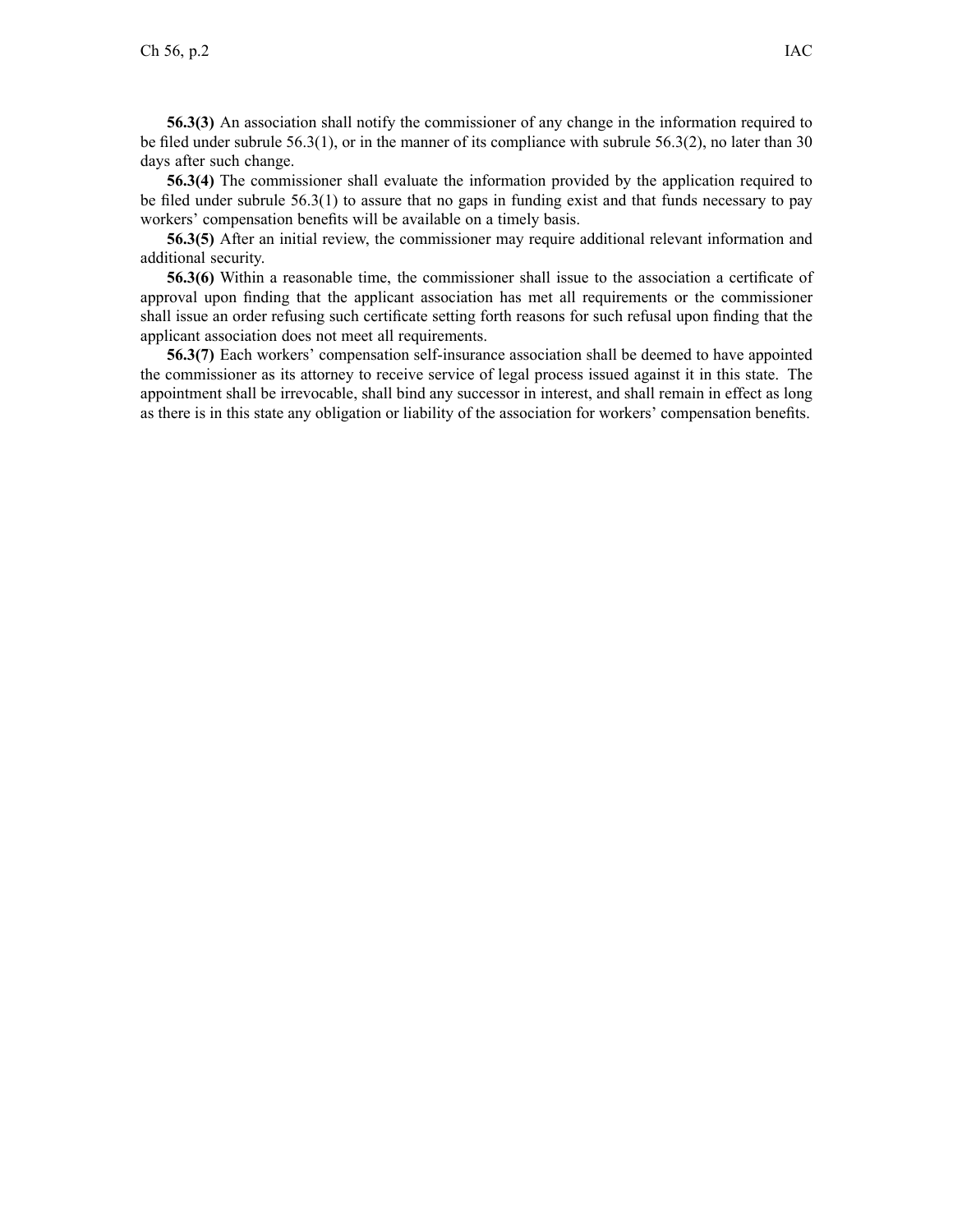**56.3(3)** An association shall notify the commissioner of any change in the information required to be filed under subrule 56.3(1), or in the manner of its compliance with subrule 56.3(2), no later than 30 days after such change.

**56.3(4)** The commissioner shall evaluate the information provided by the application required to be filed under subrule 56.3(1) to assure that no gaps in funding exist and that funds necessary to pay workers' compensation benefits will be available on a timely basis.

**56.3(5)** After an initial review, the commissioner may require additional relevant information and additional security.

**56.3(6)** Within a reasonable time, the commissioner shall issue to the association a certificate of approval upon finding that the applicant association has met all requirements or the commissioner shall issue an order refusing such certificate setting forth reasons for such refusal upon finding that the applicant association does not meet all requirements.

**56.3(7)** Each workers' compensation self-insurance association shall be deemed to have appointed the commissioner as its attorney to receive service of legal process issued against it in this state. The appointment shall be irrevocable, shall bind any successor in interest, and shall remain in effect as long as there is in this state any obligation or liability of the association for workers' compensation benefits.